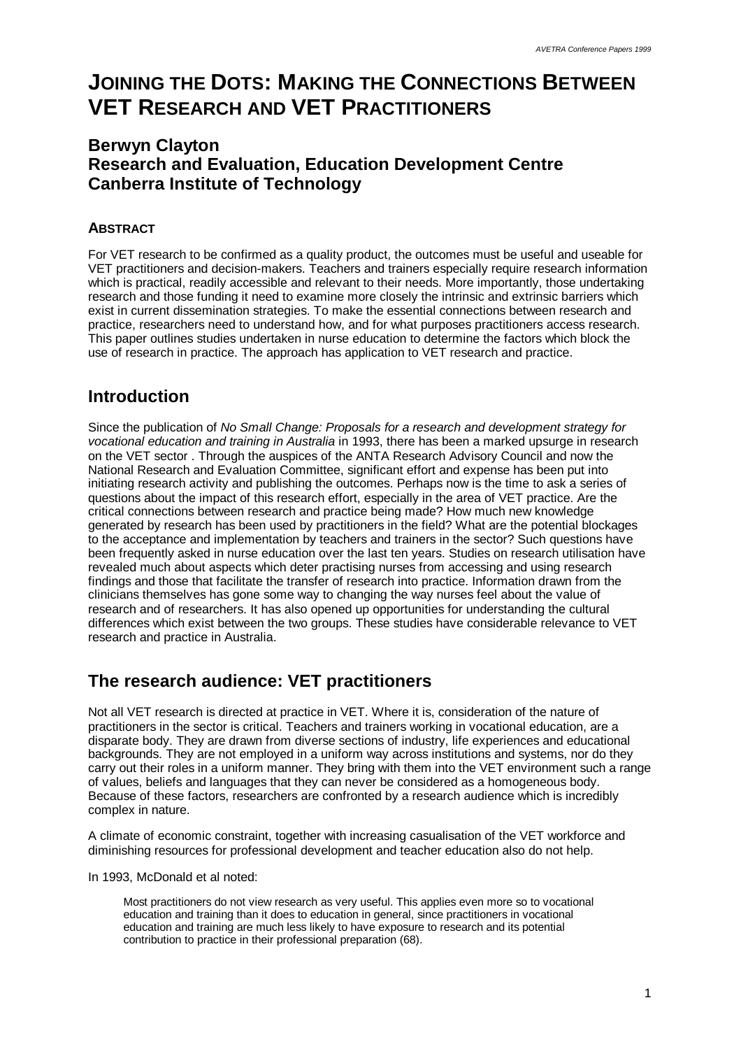# Joining the Dots: Making the Connections Between VET Research and VET Practitioners

## Berwyn Clayton
## Research and Evaluation, Education Development Centre
## Canberra Institute of Technology

### Abstract

For VET research to be confirmed as a quality product, the outcomes must be useful and useable for VET practitioners and decision-makers. Teachers and trainers especially require research information which is practical, readily accessible and relevant to their needs. More importantly, those undertaking research and those funding it need to examine more closely the intrinsic and extrinsic barriers which exist in current dissemination strategies. To make the essential connections between research and practice, researchers need to understand how, and for what purposes practitioners access research. This paper outlines studies undertaken in nurse education to determine the factors which block the use of research in practice. The approach has application to VET research and practice.

## Introduction

Since the publication of *No Small Change: Proposals for a research and development strategy for vocational education and training in Australia* in 1993, there has been a marked upsurge in research on the VET sector . Through the auspices of the ANTA Research Advisory Council and now the National Research and Evaluation Committee, significant effort and expense has been put into initiating research activity and publishing the outcomes. Perhaps now is the time to ask a series of questions about the impact of this research effort, especially in the area of VET practice. Are the critical connections between research and practice being made? How much new knowledge generated by research has been used by practitioners in the field? What are the potential blockages to the acceptance and implementation by teachers and trainers in the sector? Such questions have been frequently asked in nurse education over the last ten years. Studies on research utilisation have revealed much about aspects which deter practising nurses from accessing and using research findings and those that facilitate the transfer of research into practice. Information drawn from the clinicians themselves has gone some way to changing the way nurses feel about the value of research and of researchers. It has also opened up opportunities for understanding the cultural differences which exist between the two groups. These studies have considerable relevance to VET research and practice in Australia.

## The research audience: VET practitioners

Not all VET research is directed at practice in VET. Where it is, consideration of the nature of practitioners in the sector is critical. Teachers and trainers working in vocational education, are a disparate body. They are drawn from diverse sections of industry, life experiences and educational backgrounds. They are not employed in a uniform way across institutions and systems, nor do they carry out their roles in a uniform manner. They bring with them into the VET environment such a range of values, beliefs and languages that they can never be considered as a homogeneous body. Because of these factors, researchers are confronted by a research audience which is incredibly complex in nature.

A climate of economic constraint, together with increasing casualisation of the VET workforce and diminishing resources for professional development and teacher education also do not help.

In 1993, McDonald et al noted:

> Most practitioners do not view research as very useful. This applies even more so to vocational education and training than it does to education in general, since practitioners in vocational education and training are much less likely to have exposure to research and its potential contribution to practice in their professional preparation (68).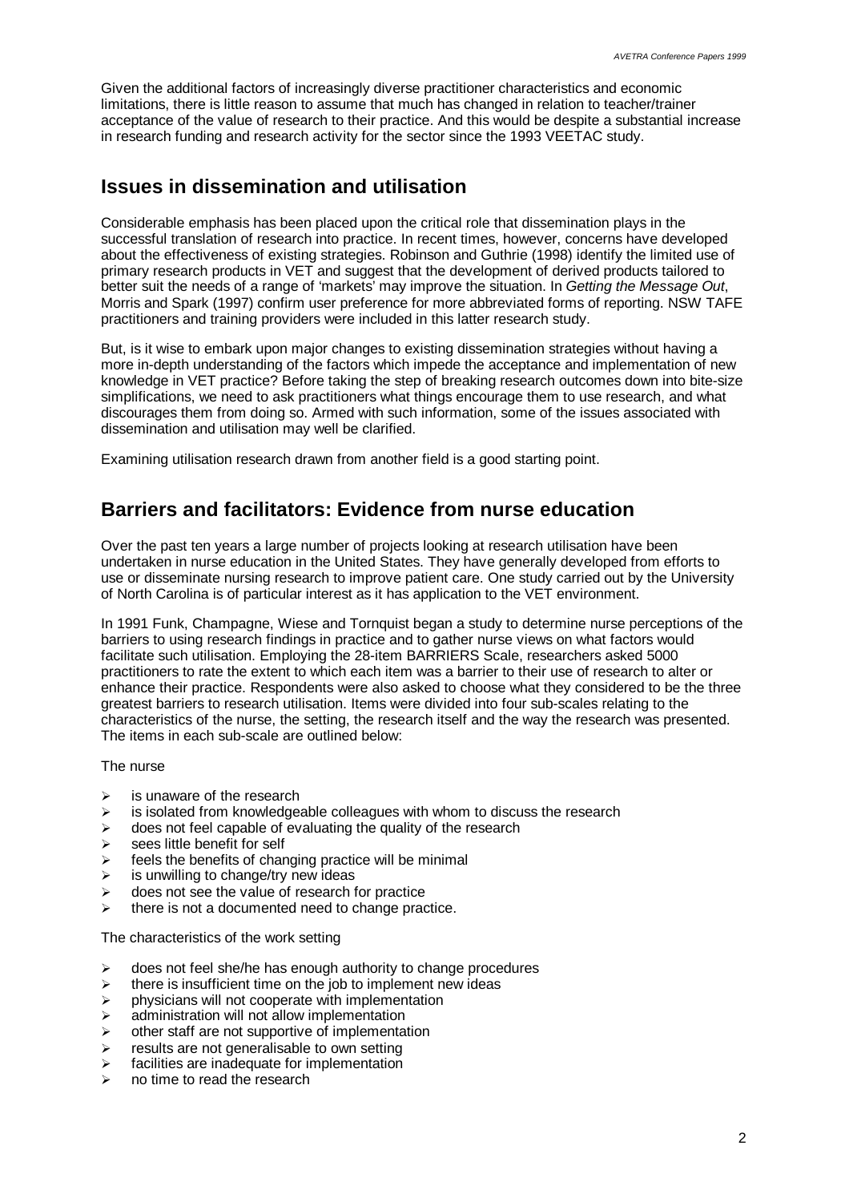Given the additional factors of increasingly diverse practitioner characteristics and economic limitations, there is little reason to assume that much has changed in relation to teacher/trainer acceptance of the value of research to their practice. And this would be despite a substantial increase in research funding and research activity for the sector since the 1993 VEETAC study.

## Issues in dissemination and utilisation

Considerable emphasis has been placed upon the critical role that dissemination plays in the successful translation of research into practice. In recent times, however, concerns have developed about the effectiveness of existing strategies. Robinson and Guthrie (1998) identify the limited use of primary research products in VET and suggest that the development of derived products tailored to better suit the needs of a range of 'markets' may improve the situation. In *Getting the Message Out*, Morris and Spark (1997) confirm user preference for more abbreviated forms of reporting. NSW TAFE practitioners and training providers were included in this latter research study.

But, is it wise to embark upon major changes to existing dissemination strategies without having a more in-depth understanding of the factors which impede the acceptance and implementation of new knowledge in VET practice? Before taking the step of breaking research outcomes down into bite-size simplifications, we need to ask practitioners what things encourage them to use research, and what discourages them from doing so. Armed with such information, some of the issues associated with dissemination and utilisation may well be clarified.

Examining utilisation research drawn from another field is a good starting point.

## Barriers and facilitators: Evidence from nurse education

Over the past ten years a large number of projects looking at research utilisation have been undertaken in nurse education in the United States. They have generally developed from efforts to use or disseminate nursing research to improve patient care. One study carried out by the University of North Carolina is of particular interest as it has application to the VET environment.

In 1991 Funk, Champagne, Wiese and Tornquist began a study to determine nurse perceptions of the barriers to using research findings in practice and to gather nurse views on what factors would facilitate such utilisation. Employing the 28-item BARRIERS Scale, researchers asked 5000 practitioners to rate the extent to which each item was a barrier to their use of research to alter or enhance their practice. Respondents were also asked to choose what they considered to be the three greatest barriers to research utilisation. Items were divided into four sub-scales relating to the characteristics of the nurse, the setting, the research itself and the way the research was presented. The items in each sub-scale are outlined below:

The nurse

- is unaware of the research
- is isolated from knowledgeable colleagues with whom to discuss the research
- does not feel capable of evaluating the quality of the research
- sees little benefit for self
- feels the benefits of changing practice will be minimal
- is unwilling to change/try new ideas
- does not see the value of research for practice
- there is not a documented need to change practice.

The characteristics of the work setting

- does not feel she/he has enough authority to change procedures
- there is insufficient time on the job to implement new ideas
- physicians will not cooperate with implementation
- administration will not allow implementation
- other staff are not supportive of implementation
- results are not generalisable to own setting
- facilities are inadequate for implementation
- no time to read the research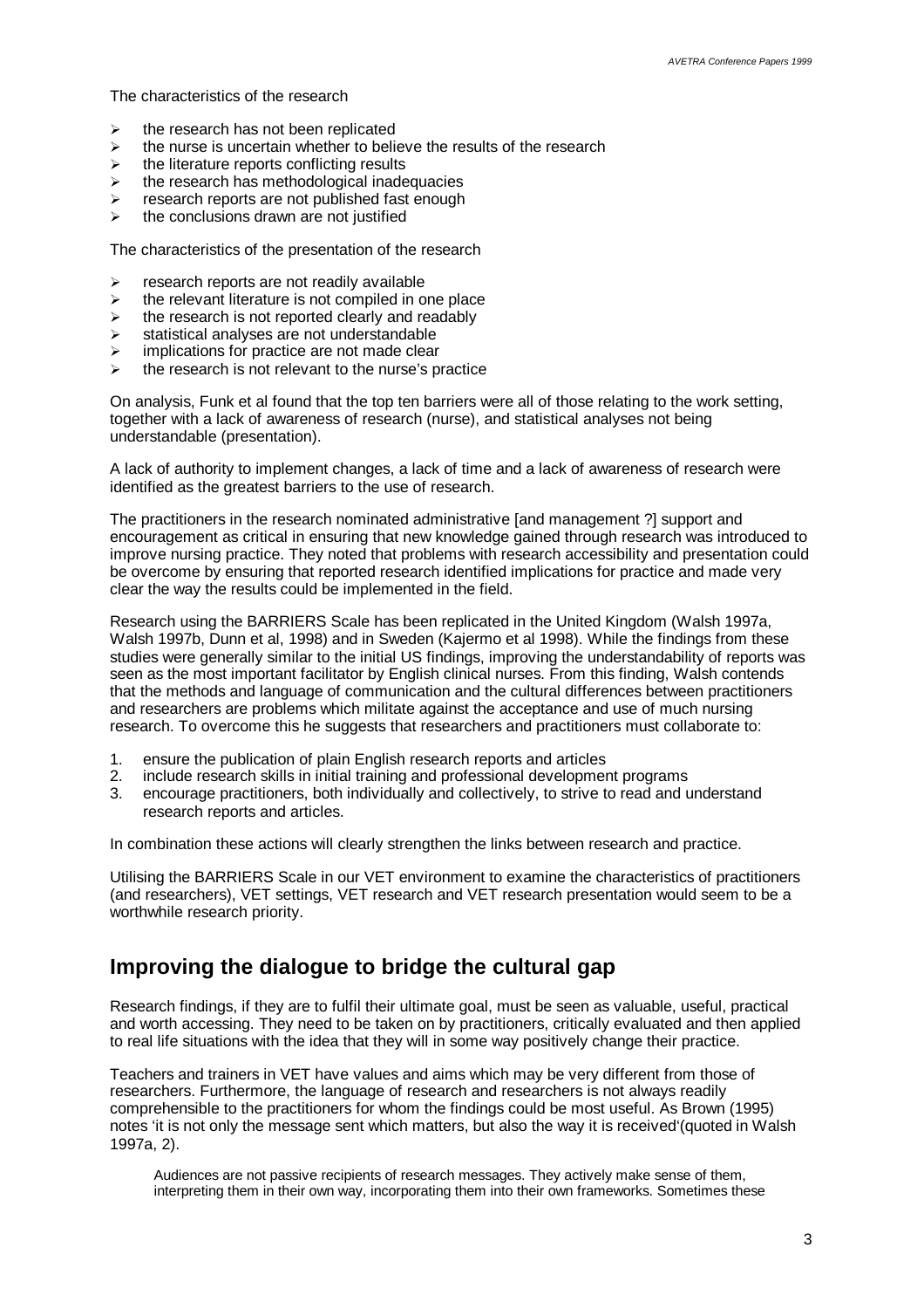The characteristics of the research

- the research has not been replicated
- the nurse is uncertain whether to believe the results of the research
- the literature reports conflicting results
- the research has methodological inadequacies
- research reports are not published fast enough
- the conclusions drawn are not justified

The characteristics of the presentation of the research

- research reports are not readily available
- the relevant literature is not compiled in one place
- the research is not reported clearly and readably
- statistical analyses are not understandable
- implications for practice are not made clear
- the research is not relevant to the nurse's practice

On analysis, Funk et al found that the top ten barriers were all of those relating to the work setting, together with a lack of awareness of research (nurse), and statistical analyses not being understandable (presentation).

A lack of authority to implement changes, a lack of time and a lack of awareness of research were identified as the greatest barriers to the use of research.

The practitioners in the research nominated administrative [and management ?] support and encouragement as critical in ensuring that new knowledge gained through research was introduced to improve nursing practice. They noted that problems with research accessibility and presentation could be overcome by ensuring that reported research identified implications for practice and made very clear the way the results could be implemented in the field.

Research using the BARRIERS Scale has been replicated in the United Kingdom (Walsh 1997a, Walsh 1997b, Dunn et al, 1998) and in Sweden (Kajermo et al 1998). While the findings from these studies were generally similar to the initial US findings, improving the understandability of reports was seen as the most important facilitator by English clinical nurses. From this finding, Walsh contends that the methods and language of communication and the cultural differences between practitioners and researchers are problems which militate against the acceptance and use of much nursing research. To overcome this he suggests that researchers and practitioners must collaborate to:

1. ensure the publication of plain English research reports and articles
2. include research skills in initial training and professional development programs
3. encourage practitioners, both individually and collectively, to strive to read and understand research reports and articles.

In combination these actions will clearly strengthen the links between research and practice.

Utilising the BARRIERS Scale in our VET environment to examine the characteristics of practitioners (and researchers), VET settings, VET research and VET research presentation would seem to be a worthwhile research priority.

## Improving the dialogue to bridge the cultural gap

Research findings, if they are to fulfil their ultimate goal, must be seen as valuable, useful, practical and worth accessing. They need to be taken on by practitioners, critically evaluated and then applied to real life situations with the idea that they will in some way positively change their practice.

Teachers and trainers in VET have values and aims which may be very different from those of researchers. Furthermore, the language of research and researchers is not always readily comprehensible to the practitioners for whom the findings could be most useful. As Brown (1995) notes 'it is not only the message sent which matters, but also the way it is received'(quoted in Walsh 1997a, 2).

> Audiences are not passive recipients of research messages. They actively make sense of them, interpreting them in their own way, incorporating them into their own frameworks. Sometimes these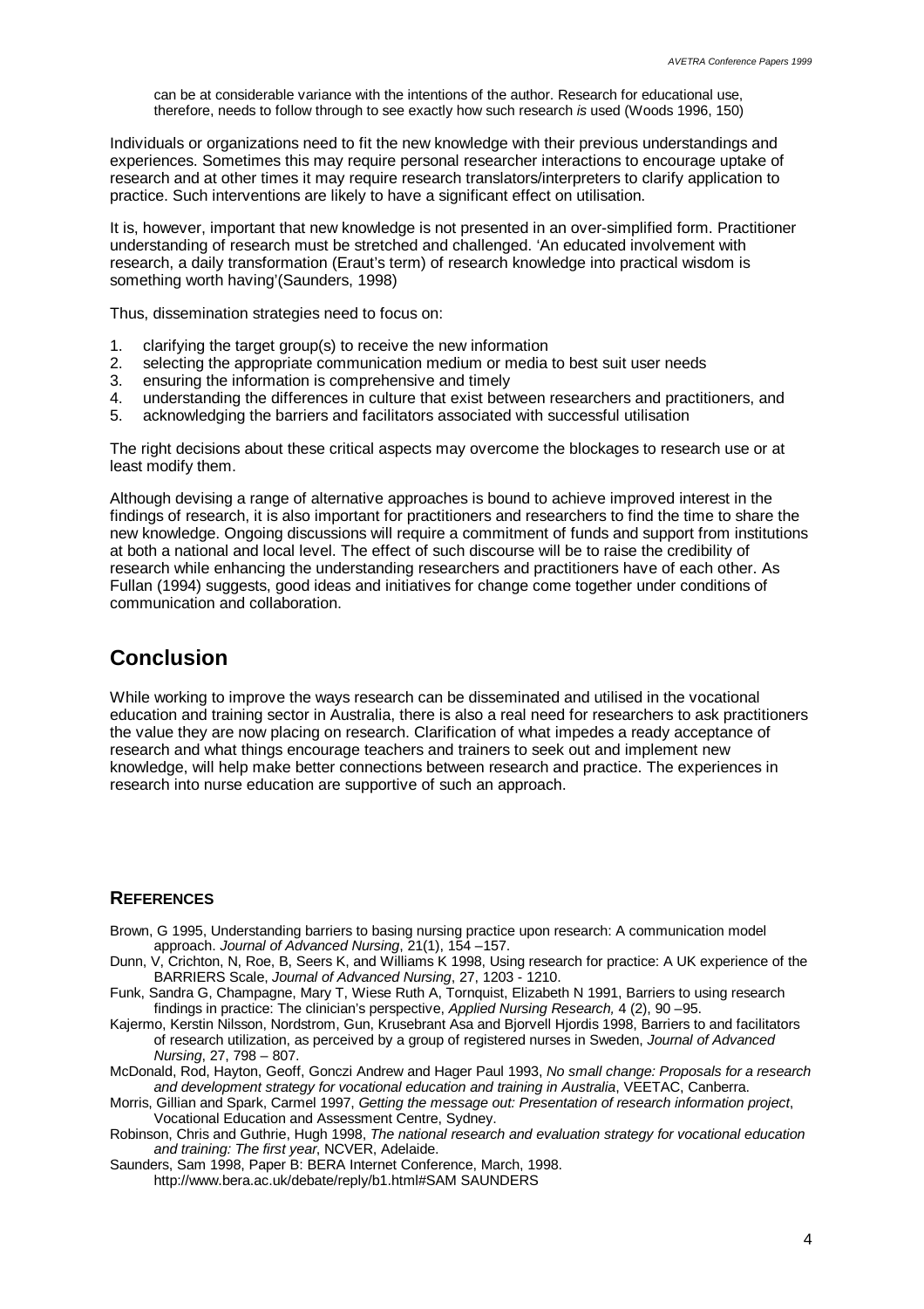> can be at considerable variance with the intentions of the author. Research for educational use, therefore, needs to follow through to see exactly how such research *is* used (Woods 1996, 150)

Individuals or organizations need to fit the new knowledge with their previous understandings and experiences. Sometimes this may require personal researcher interactions to encourage uptake of research and at other times it may require research translators/interpreters to clarify application to practice. Such interventions are likely to have a significant effect on utilisation.

It is, however, important that new knowledge is not presented in an over-simplified form. Practitioner understanding of research must be stretched and challenged. 'An educated involvement with research, a daily transformation (Eraut's term) of research knowledge into practical wisdom is something worth having'(Saunders, 1998)

Thus, dissemination strategies need to focus on:

1. clarifying the target group(s) to receive the new information
2. selecting the appropriate communication medium or media to best suit user needs
3. ensuring the information is comprehensive and timely
4. understanding the differences in culture that exist between researchers and practitioners, and
5. acknowledging the barriers and facilitators associated with successful utilisation

The right decisions about these critical aspects may overcome the blockages to research use or at least modify them.

Although devising a range of alternative approaches is bound to achieve improved interest in the findings of research, it is also important for practitioners and researchers to find the time to share the new knowledge. Ongoing discussions will require a commitment of funds and support from institutions at both a national and local level. The effect of such discourse will be to raise the credibility of research while enhancing the understanding researchers and practitioners have of each other. As Fullan (1994) suggests, good ideas and initiatives for change come together under conditions of communication and collaboration.

## Conclusion

While working to improve the ways research can be disseminated and utilised in the vocational education and training sector in Australia, there is also a real need for researchers to ask practitioners the value they are now placing on research. Clarification of what impedes a ready acceptance of research and what things encourage teachers and trainers to seek out and implement new knowledge, will help make better connections between research and practice. The experiences in research into nurse education are supportive of such an approach.

### References

Brown, G 1995, Understanding barriers to basing nursing practice upon research: A communication model approach. *Journal of Advanced Nursing*, 21(1), 154 –157.

Dunn, V, Crichton, N, Roe, B, Seers K, and Williams K 1998, Using research for practice: A UK experience of the BARRIERS Scale, *Journal of Advanced Nursing*, 27, 1203 - 1210.

Funk, Sandra G, Champagne, Mary T, Wiese Ruth A, Tornquist, Elizabeth N 1991, Barriers to using research findings in practice: The clinician's perspective, *Applied Nursing Research,* 4 (2), 90 –95.

Kajermo, Kerstin Nilsson, Nordstrom, Gun, Krusebrant Asa and Bjorvell Hjordis 1998, Barriers to and facilitators of research utilization, as perceived by a group of registered nurses in Sweden, *Journal of Advanced Nursing*, 27, 798 – 807.

McDonald, Rod, Hayton, Geoff, Gonczi Andrew and Hager Paul 1993, *No small change: Proposals for a research and development strategy for vocational education and training in Australia*, VEETAC, Canberra.

Morris, Gillian and Spark, Carmel 1997, *Getting the message out: Presentation of research information project*, Vocational Education and Assessment Centre, Sydney.

Robinson, Chris and Guthrie, Hugh 1998, *The national research and evaluation strategy for vocational education and training: The first year*, NCVER, Adelaide.

Saunders, Sam 1998, Paper B: BERA Internet Conference, March, 1998. http://www.bera.ac.uk/debate/reply/b1.html#SAM SAUNDERS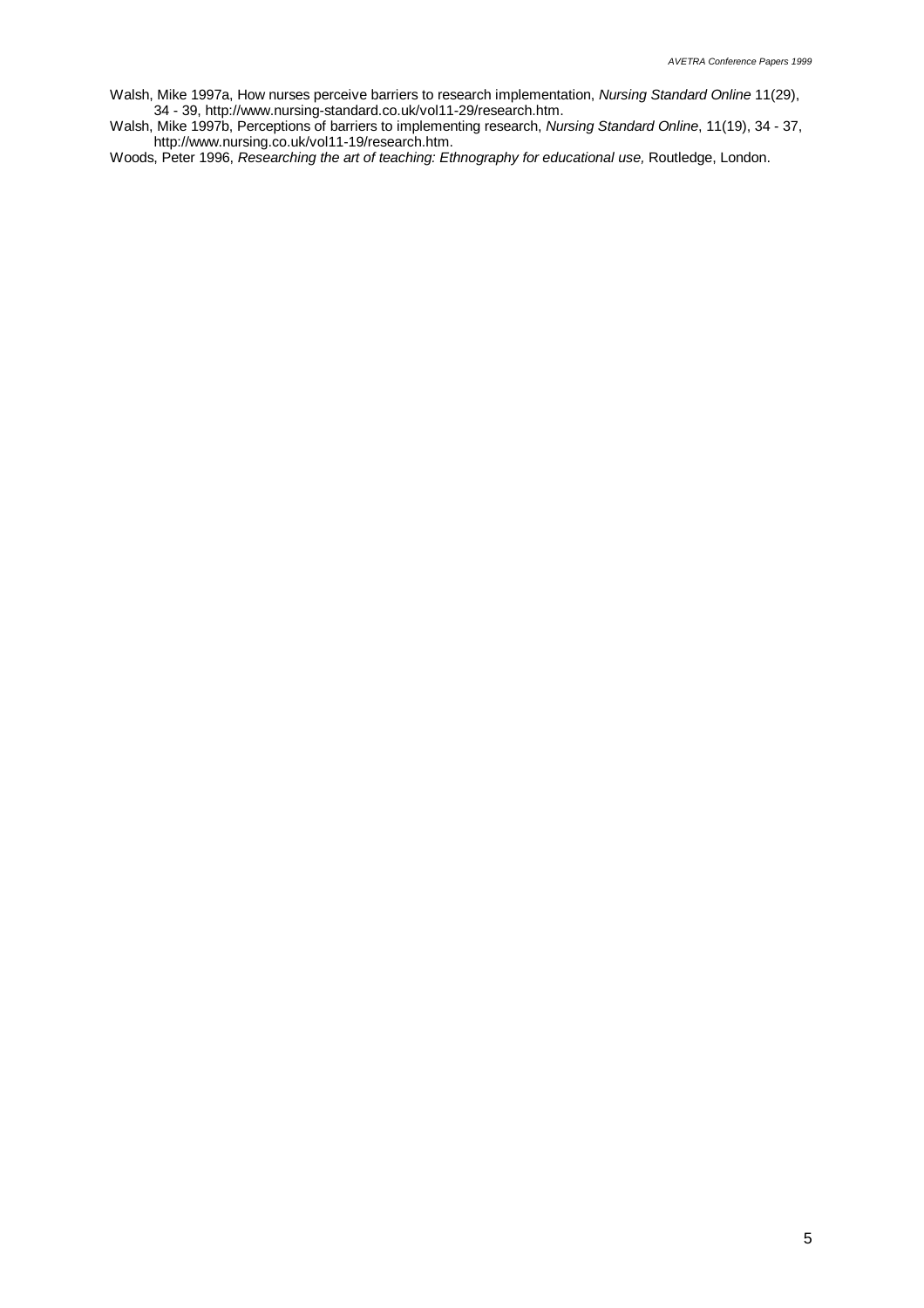Walsh, Mike 1997a, How nurses perceive barriers to research implementation, *Nursing Standard Online* 11(29), 34 - 39, http://www.nursing-standard.co.uk/vol11-29/research.htm.

Walsh, Mike 1997b, Perceptions of barriers to implementing research, *Nursing Standard Online*, 11(19), 34 - 37, http://www.nursing.co.uk/vol11-19/research.htm.

Woods, Peter 1996, *Researching the art of teaching: Ethnography for educational use,* Routledge, London.